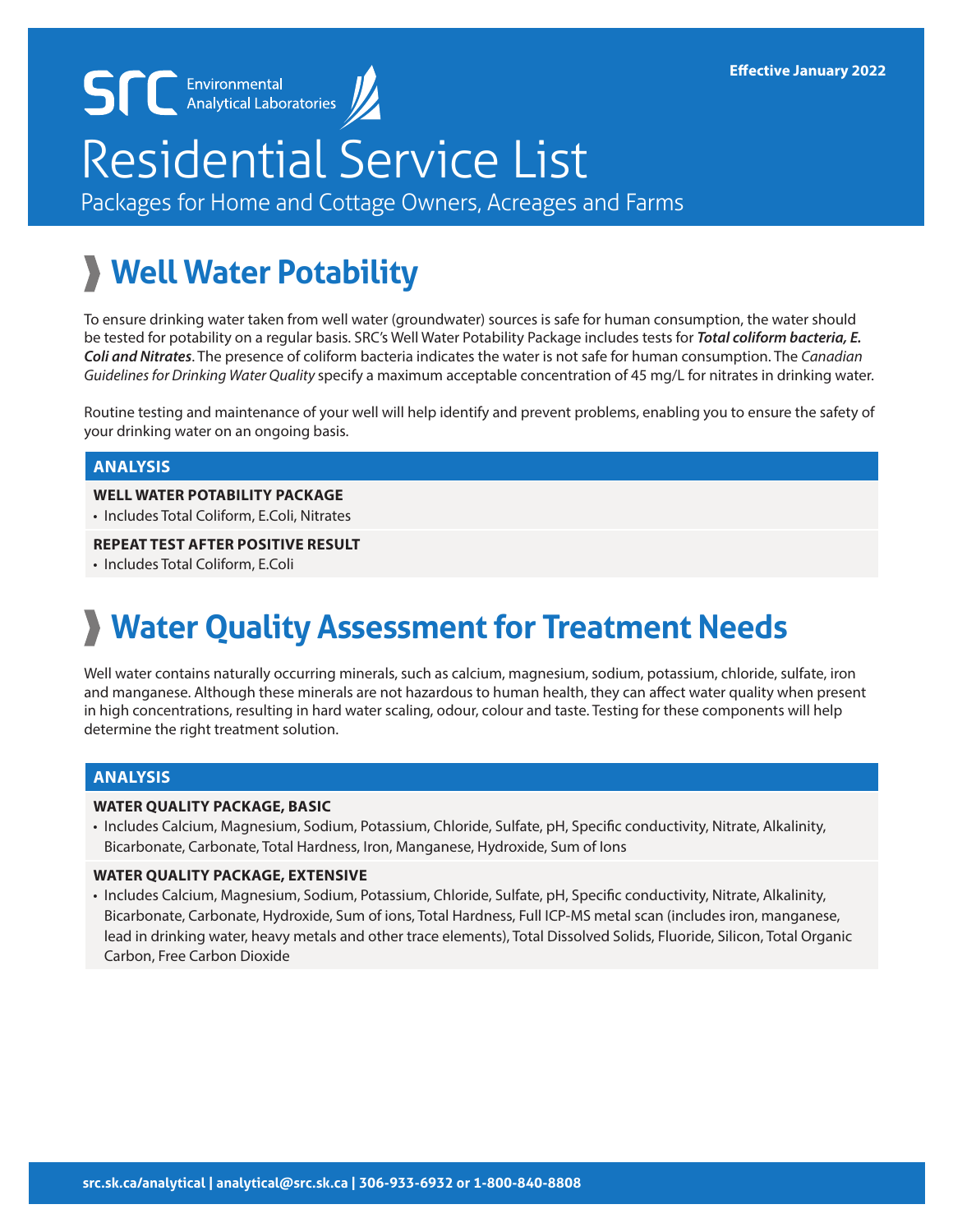SRC Environmental Analytical Laboratories

Effective January 2022

# Residential Service List

Packages for Home and Cottage Owners, Acreages and Farms

## Well Water Potability

To ensure drinking water taken from well water (groundwater) sources is safe for human consumption, the water should be tested for potability on a regular basis. SRC's Well Water Potability Package includes tests for ***Total coliform bacteria, E. Coli and Nitrates***. The presence of coliform bacteria indicates the water is not safe for human consumption. The *Canadian Guidelines for Drinking Water Quality* specify a maximum acceptable concentration of 45 mg/L for nitrates in drinking water.

Routine testing and maintenance of your well will help identify and prevent problems, enabling you to ensure the safety of your drinking water on an ongoing basis.

### ANALYSIS

**WELL WATER POTABILITY PACKAGE**

- Includes Total Coliform, E.Coli, Nitrates

**REPEAT TEST AFTER POSITIVE RESULT**

- Includes Total Coliform, E.Coli

## Water Quality Assessment for Treatment Needs

Well water contains naturally occurring minerals, such as calcium, magnesium, sodium, potassium, chloride, sulfate, iron and manganese. Although these minerals are not hazardous to human health, they can affect water quality when present in high concentrations, resulting in hard water scaling, odour, colour and taste. Testing for these components will help determine the right treatment solution.

### ANALYSIS

**WATER QUALITY PACKAGE, BASIC**

- Includes Calcium, Magnesium, Sodium, Potassium, Chloride, Sulfate, pH, Specific conductivity, Nitrate, Alkalinity, Bicarbonate, Carbonate, Total Hardness, Iron, Manganese, Hydroxide, Sum of Ions

**WATER QUALITY PACKAGE, EXTENSIVE**

- Includes Calcium, Magnesium, Sodium, Potassium, Chloride, Sulfate, pH, Specific conductivity, Nitrate, Alkalinity, Bicarbonate, Carbonate, Hydroxide, Sum of ions, Total Hardness, Full ICP-MS metal scan (includes iron, manganese, lead in drinking water, heavy metals and other trace elements), Total Dissolved Solids, Fluoride, Silicon, Total Organic Carbon, Free Carbon Dioxide

src.sk.ca/analytical | analytical@src.sk.ca | 306-933-6932 or 1-800-840-8808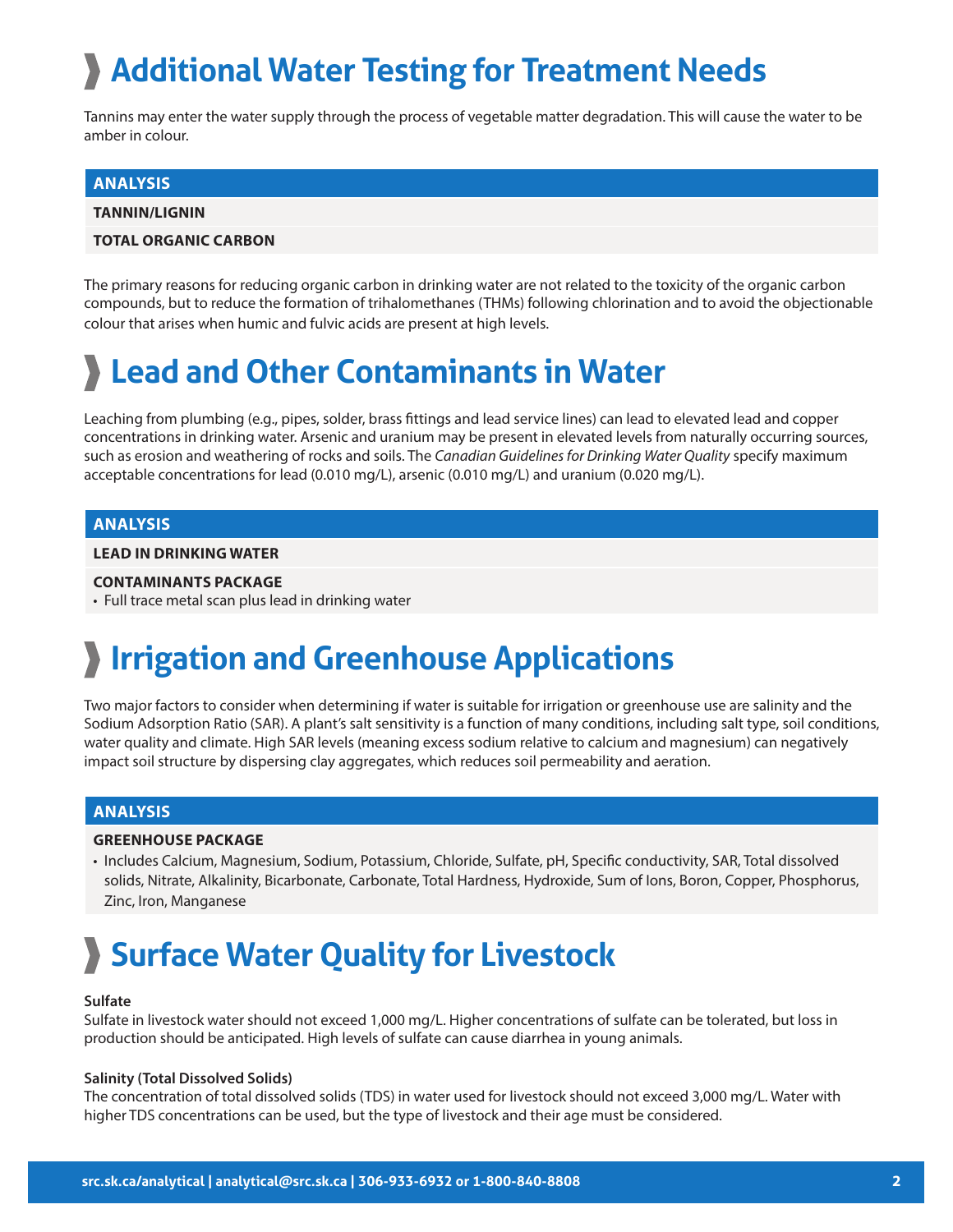# Additional Water Testing for Treatment Needs

Tannins may enter the water supply through the process of vegetable matter degradation. This will cause the water to be amber in colour.

| ANALYSIS |
|---|
| **TANNIN/LIGNIN** |
| **TOTAL ORGANIC CARBON** |

The primary reasons for reducing organic carbon in drinking water are not related to the toxicity of the organic carbon compounds, but to reduce the formation of trihalomethanes (THMs) following chlorination and to avoid the objectionable colour that arises when humic and fulvic acids are present at high levels.

# Lead and Other Contaminants in Water

Leaching from plumbing (e.g., pipes, solder, brass fittings and lead service lines) can lead to elevated lead and copper concentrations in drinking water. Arsenic and uranium may be present in elevated levels from naturally occurring sources, such as erosion and weathering of rocks and soils. The *Canadian Guidelines for Drinking Water Quality* specify maximum acceptable concentrations for lead (0.010 mg/L), arsenic (0.010 mg/L) and uranium (0.020 mg/L).

| ANALYSIS |
|---|
| **LEAD IN DRINKING WATER** |
| **CONTAMINANTS PACKAGE**<br>• Full trace metal scan plus lead in drinking water |

# Irrigation and Greenhouse Applications

Two major factors to consider when determining if water is suitable for irrigation or greenhouse use are salinity and the Sodium Adsorption Ratio (SAR). A plant's salt sensitivity is a function of many conditions, including salt type, soil conditions, water quality and climate. High SAR levels (meaning excess sodium relative to calcium and magnesium) can negatively impact soil structure by dispersing clay aggregates, which reduces soil permeability and aeration.

| ANALYSIS |
|---|
| **GREENHOUSE PACKAGE**<br>• Includes Calcium, Magnesium, Sodium, Potassium, Chloride, Sulfate, pH, Specific conductivity, SAR, Total dissolved solids, Nitrate, Alkalinity, Bicarbonate, Carbonate, Total Hardness, Hydroxide, Sum of Ions, Boron, Copper, Phosphorus, Zinc, Iron, Manganese |

# Surface Water Quality for Livestock

**Sulfate**

Sulfate in livestock water should not exceed 1,000 mg/L. Higher concentrations of sulfate can be tolerated, but loss in production should be anticipated. High levels of sulfate can cause diarrhea in young animals.

**Salinity (Total Dissolved Solids)**

The concentration of total dissolved solids (TDS) in water used for livestock should not exceed 3,000 mg/L. Water with higher TDS concentrations can be used, but the type of livestock and their age must be considered.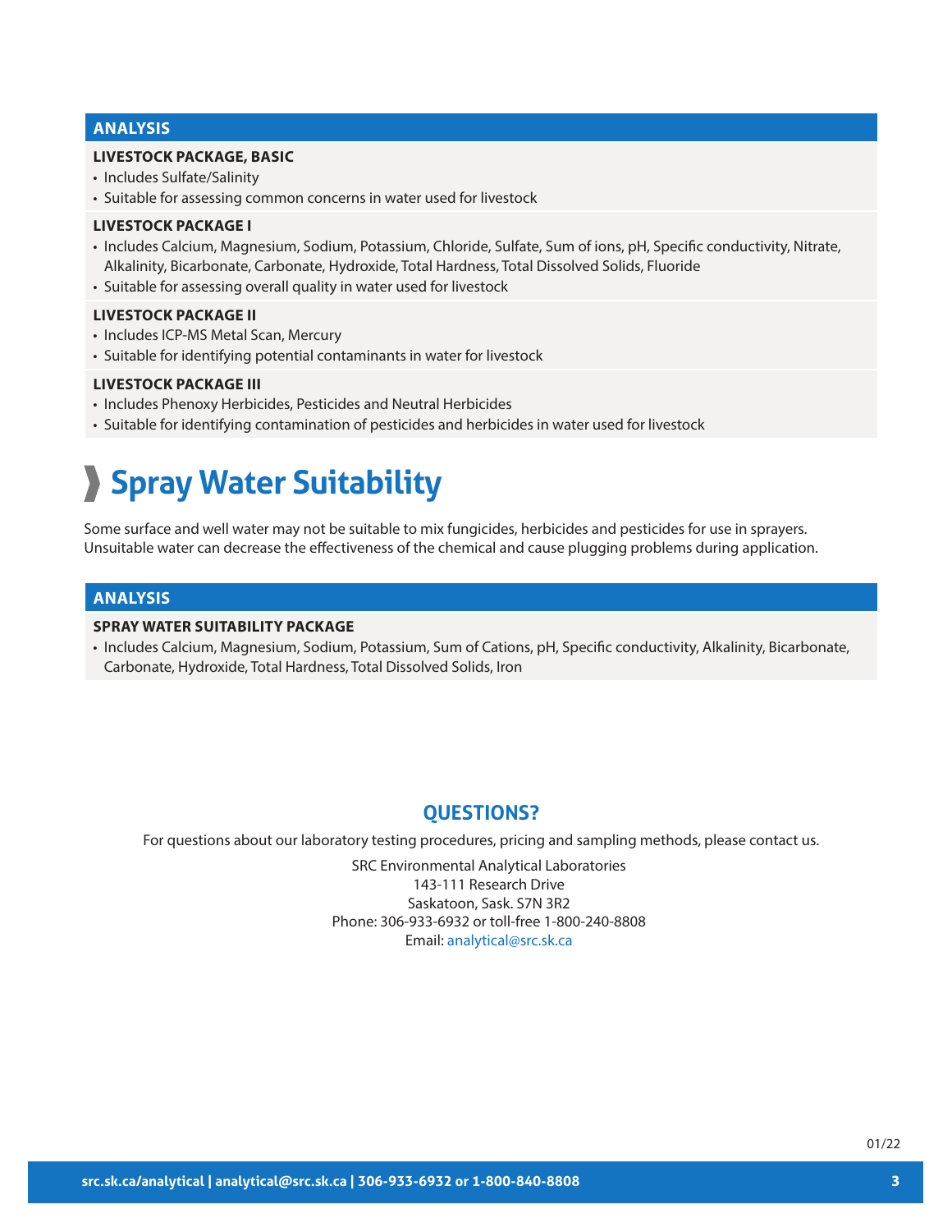## ANALYSIS

**LIVESTOCK PACKAGE, BASIC**

- Includes Sulfate/Salinity
- Suitable for assessing common concerns in water used for livestock

**LIVESTOCK PACKAGE I**

- Includes Calcium, Magnesium, Sodium, Potassium, Chloride, Sulfate, Sum of ions, pH, Specific conductivity, Nitrate, Alkalinity, Bicarbonate, Carbonate, Hydroxide, Total Hardness, Total Dissolved Solids, Fluoride
- Suitable for assessing overall quality in water used for livestock

**LIVESTOCK PACKAGE II**

- Includes ICP-MS Metal Scan, Mercury
- Suitable for identifying potential contaminants in water for livestock

**LIVESTOCK PACKAGE III**

- Includes Phenoxy Herbicides, Pesticides and Neutral Herbicides
- Suitable for identifying contamination of pesticides and herbicides in water used for livestock

# Spray Water Suitability

Some surface and well water may not be suitable to mix fungicides, herbicides and pesticides for use in sprayers. Unsuitable water can decrease the effectiveness of the chemical and cause plugging problems during application.

## ANALYSIS

**SPRAY WATER SUITABILITY PACKAGE**

- Includes Calcium, Magnesium, Sodium, Potassium, Sum of Cations, pH, Specific conductivity, Alkalinity, Bicarbonate, Carbonate, Hydroxide, Total Hardness, Total Dissolved Solids, Iron

## QUESTIONS?

For questions about our laboratory testing procedures, pricing and sampling methods, please contact us.

SRC Environmental Analytical Laboratories
143-111 Research Drive
Saskatoon, Sask. S7N 3R2
Phone: 306-933-6932 or toll-free 1-800-240-8808
Email: analytical@src.sk.ca

01/22